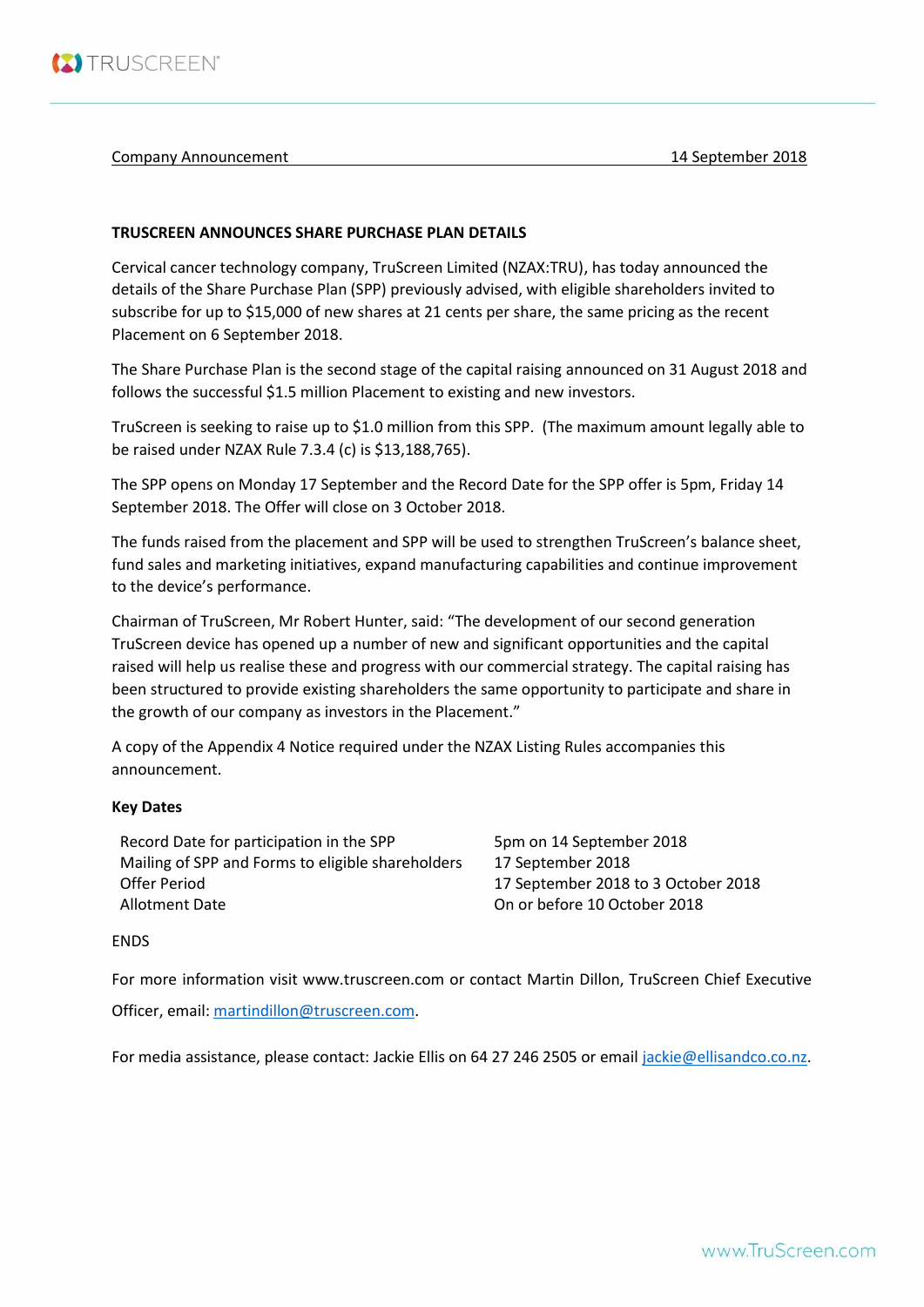Company Announcement 14 September 2018

**TRUSCREEN ANNOUNCES SHARE PURCHASE PLAN DETAILS**

Cervical cancer technology company, TruScreen Limited (NZAX:TRU), has today announced the details of the Share Purchase Plan (SPP) previously advised, with eligible shareholders invited to subscribe for up to $15,000 of new shares at 21 cents per share, the same pricing as the recent Placement on 6 September 2018.

The Share Purchase Plan is the second stage of the capital raising announced on 31 August 2018 and follows the successful $1.5 million Placement to existing and new investors.

TruScreen is seeking to raise up to $1.0 million from this SPP. (The maximum amount legally able to be raised under NZAX Rule 7.3.4 (c) is $13,188,765).

The SPP opens on Monday 17 September and the Record Date for the SPP offer is 5pm, Friday 14 September 2018. The Offer will close on 3 October 2018.

The funds raised from the placement and SPP will be used to strengthen TruScreen's balance sheet, fund sales and marketing initiatives, expand manufacturing capabilities and continue improvement to the device's performance.

Chairman of TruScreen, Mr Robert Hunter, said: "The development of our second generation TruScreen device has opened up a number of new and significant opportunities and the capital raised will help us realise these and progress with our commercial strategy. The capital raising has been structured to provide existing shareholders the same opportunity to participate and share in the growth of our company as investors in the Placement."

A copy of the Appendix 4 Notice required under the NZAX Listing Rules accompanies this announcement.

**Key Dates**

| | |
|---|---|
| Record Date for participation in the SPP | 5pm on 14 September 2018 |
| Mailing of SPP and Forms to eligible shareholders | 17 September 2018 |
| Offer Period | 17 September 2018 to 3 October 2018 |
| Allotment Date | On or before 10 October 2018 |

ENDS

For more information visit www.truscreen.com or contact Martin Dillon, TruScreen Chief Executive Officer, email: martindillon@truscreen.com.

For media assistance, please contact: Jackie Ellis on 64 27 246 2505 or email jackie@ellisandco.co.nz.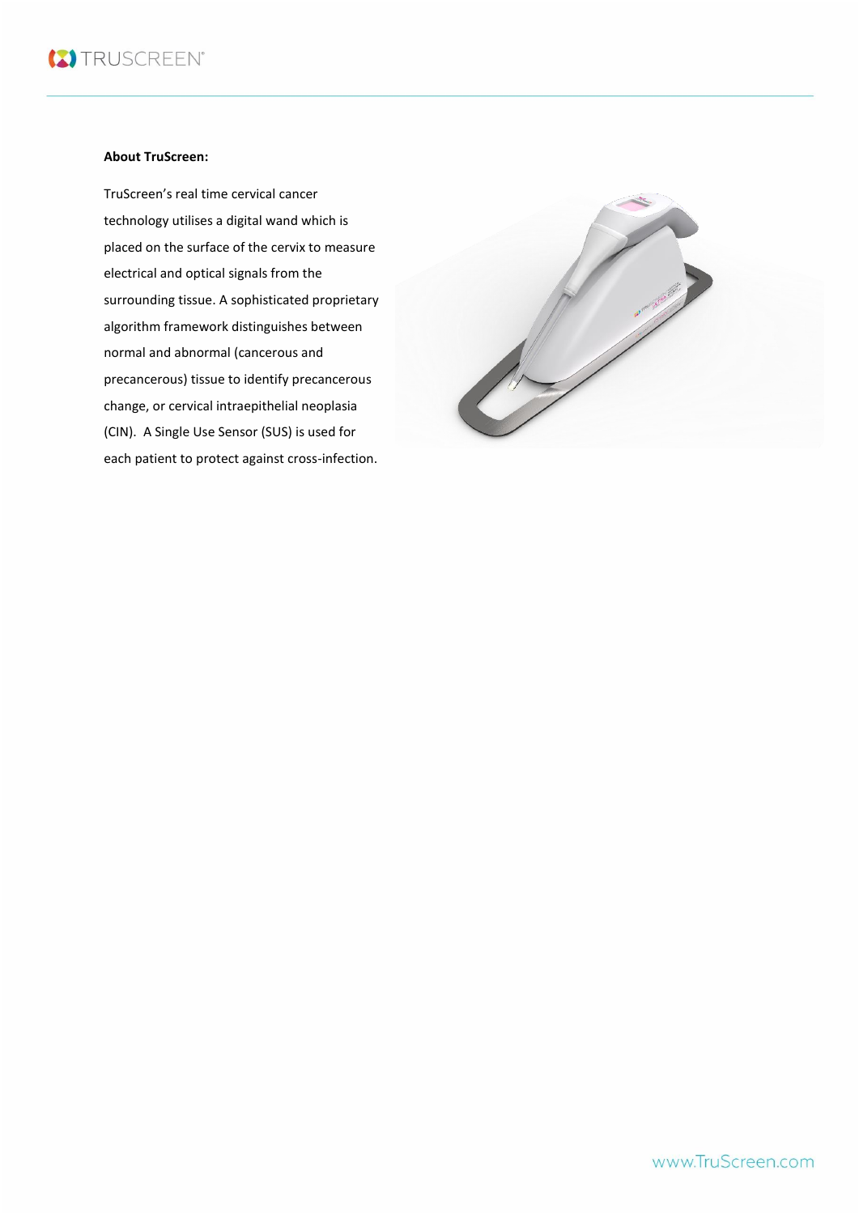**About TruScreen:**

TruScreen's real time cervical cancer technology utilises a digital wand which is placed on the surface of the cervix to measure electrical and optical signals from the surrounding tissue. A sophisticated proprietary algorithm framework distinguishes between normal and abnormal (cancerous and precancerous) tissue to identify precancerous change, or cervical intraepithelial neoplasia (CIN). A Single Use Sensor (SUS) is used for each patient to protect against cross-infection.